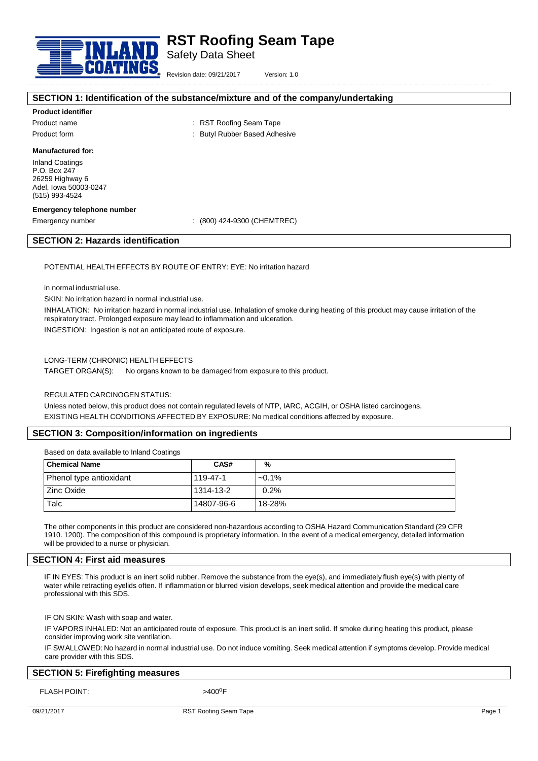# RST Roofing Seam Tape

Safety Data Sheet

Revision date: 09/21/2017 Version: 1.0

## SECTION 1: Identification of the substance/mixture and of the company/undertaking

**Product identifier**

Product name : RST Roofing Seam Tape

Product form : Butyl Rubber Based Adhesive

**Manufactured for:**

Inland Coatings
P.O. Box 247
26259 Highway 6
Adel, Iowa 50003-0247
(515) 993-4524

**Emergency telephone number**

Emergency number : (800) 424-9300 (CHEMTREC)

## SECTION 2: Hazards identification

POTENTIAL HEALTH EFFECTS BY ROUTE OF ENTRY: EYE: No irritation hazard

in normal industrial use.

SKIN: No irritation hazard in normal industrial use.

INHALATION: No irritation hazard in normal industrial use. Inhalation of smoke during heating of this product may cause irritation of the respiratory tract. Prolonged exposure may lead to inflammation and ulceration.

INGESTION: Ingestion is not an anticipated route of exposure.

LONG-TERM (CHRONIC) HEALTH EFFECTS

TARGET ORGAN(S): No organs known to be damaged from exposure to this product.

REGULATED CARCINOGEN STATUS:

Unless noted below, this product does not contain regulated levels of NTP, IARC, ACGIH, or OSHA listed carcinogens.

EXISTING HEALTH CONDITIONS AFFECTED BY EXPOSURE: No medical conditions affected by exposure.

## SECTION 3: Composition/information on ingredients

Based on data available to Inland Coatings

| Chemical Name | CAS# | % |
|---|---|---|
| Phenol type antioxidant | 119-47-1 | ~0.1% |
| Zinc Oxide | 1314-13-2 | 0.2% |
| Talc | 14807-96-6 | 18-28% |

The other components in this product are considered non-hazardous according to OSHA Hazard Communication Standard (29 CFR 1910. 1200). The composition of this compound is proprietary information. In the event of a medical emergency, detailed information will be provided to a nurse or physician.

## SECTION 4: First aid measures

IF IN EYES: This product is an inert solid rubber. Remove the substance from the eye(s), and immediately flush eye(s) with plenty of water while retracting eyelids often. If inflammation or blurred vision develops, seek medical attention and provide the medical care professional with this SDS.

IF ON SKIN: Wash with soap and water.

IF VAPORS INHALED: Not an anticipated route of exposure. This product is an inert solid. If smoke during heating this product, please consider improving work site ventilation.

IF SWALLOWED: No hazard in normal industrial use. Do not induce vomiting. Seek medical attention if symptoms develop. Provide medical care provider with this SDS.

## SECTION 5: Firefighting measures

FLASH POINT: >400°F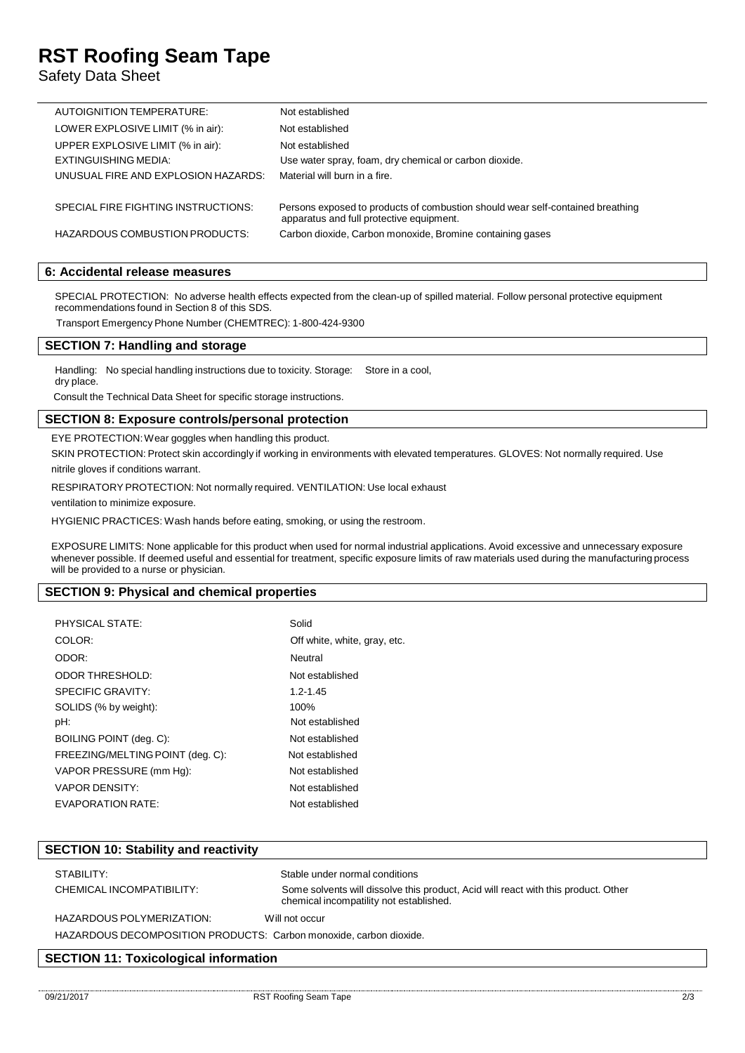| | |
|---|---|
| AUTOIGNITION TEMPERATURE: | Not established |
| LOWER EXPLOSIVE LIMIT (% in air): | Not established |
| UPPER EXPLOSIVE LIMIT (% in air): | Not established |
| EXTINGUISHING MEDIA: | Use water spray, foam, dry chemical or carbon dioxide. |
| UNUSUAL FIRE AND EXPLOSION HAZARDS: | Material will burn in a fire. |
| SPECIAL FIRE FIGHTING INSTRUCTIONS: | Persons exposed to products of combustion should wear self-contained breathing apparatus and full protective equipment. |
| HAZARDOUS COMBUSTION PRODUCTS: | Carbon dioxide, Carbon monoxide, Bromine containing gases |

## 6: Accidental release measures

SPECIAL PROTECTION: No adverse health effects expected from the clean-up of spilled material. Follow personal protective equipment recommendations found in Section 8 of this SDS.

Transport Emergency Phone Number (CHEMTREC): 1-800-424-9300

## SECTION 7: Handling and storage

Handling: No special handling instructions due to toxicity. Storage: Store in a cool, dry place.

Consult the Technical Data Sheet for specific storage instructions.

## SECTION 8: Exposure controls/personal protection

EYE PROTECTION: Wear goggles when handling this product.

SKIN PROTECTION: Protect skin accordingly if working in environments with elevated temperatures. GLOVES: Not normally required. Use nitrile gloves if conditions warrant.

RESPIRATORY PROTECTION: Not normally required. VENTILATION: Use local exhaust ventilation to minimize exposure.

HYGIENIC PRACTICES: Wash hands before eating, smoking, or using the restroom.

EXPOSURE LIMITS: None applicable for this product when used for normal industrial applications. Avoid excessive and unnecessary exposure whenever possible. If deemed useful and essential for treatment, specific exposure limits of raw materials used during the manufacturing process will be provided to a nurse or physician.

## SECTION 9: Physical and chemical properties

| | |
|---|---|
| PHYSICAL STATE: | Solid |
| COLOR: | Off white, white, gray, etc. |
| ODOR: | Neutral |
| ODOR THRESHOLD: | Not established |
| SPECIFIC GRAVITY: | 1.2-1.45 |
| SOLIDS (% by weight): | 100% |
| pH: | Not established |
| BOILING POINT (deg. C): | Not established |
| FREEZING/MELTING POINT (deg. C): | Not established |
| VAPOR PRESSURE (mm Hg): | Not established |
| VAPOR DENSITY: | Not established |
| EVAPORATION RATE: | Not established |

## SECTION 10: Stability and reactivity

| | |
|---|---|
| STABILITY: | Stable under normal conditions |
| CHEMICAL INCOMPATIBILITY: | Some solvents will dissolve this product, Acid will react with this product. Other chemical incompatibility not established. |
| HAZARDOUS POLYMERIZATION: | Will not occur |

HAZARDOUS DECOMPOSITION PRODUCTS: Carbon monoxide, carbon dioxide.

## SECTION 11: Toxicological information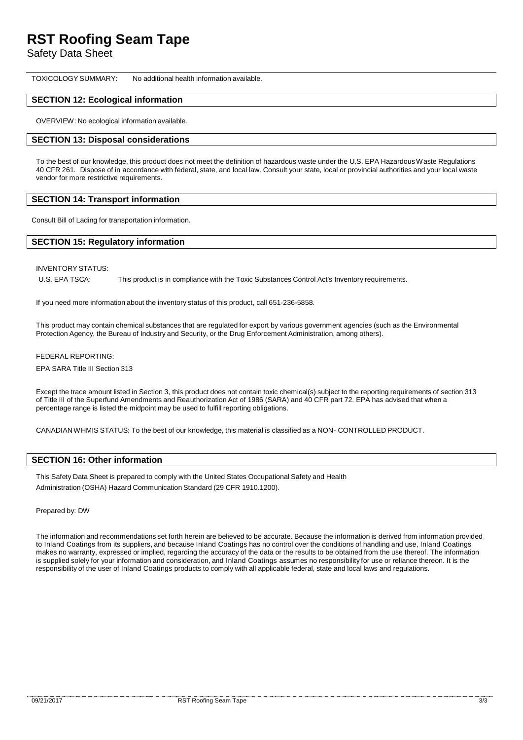TOXICOLOGY SUMMARY: No additional health information available.

## SECTION 12: Ecological information

OVERVIEW: No ecological information available.

## SECTION 13: Disposal considerations

To the best of our knowledge, this product does not meet the definition of hazardous waste under the U.S. EPA Hazardous Waste Regulations 40 CFR 261. Dispose of in accordance with federal, state, and local law. Consult your state, local or provincial authorities and your local waste vendor for more restrictive requirements.

## SECTION 14: Transport information

Consult Bill of Lading for transportation information.

## SECTION 15: Regulatory information

INVENTORY STATUS:

U.S. EPA TSCA: This product is in compliance with the Toxic Substances Control Act's Inventory requirements.

If you need more information about the inventory status of this product, call 651-236-5858.

This product may contain chemical substances that are regulated for export by various government agencies (such as the Environmental Protection Agency, the Bureau of Industry and Security, or the Drug Enforcement Administration, among others).

FEDERAL REPORTING:

EPA SARA Title III Section 313

Except the trace amount listed in Section 3, this product does not contain toxic chemical(s) subject to the reporting requirements of section 313 of Title III of the Superfund Amendments and Reauthorization Act of 1986 (SARA) and 40 CFR part 72. EPA has advised that when a percentage range is listed the midpoint may be used to fulfill reporting obligations.

CANADIAN WHMIS STATUS: To the best of our knowledge, this material is classified as a NON- CONTROLLED PRODUCT.

## SECTION 16: Other information

This Safety Data Sheet is prepared to comply with the United States Occupational Safety and Health Administration (OSHA) Hazard Communication Standard (29 CFR 1910.1200).

Prepared by: DW

The information and recommendations set forth herein are believed to be accurate. Because the information is derived from information provided to Inland Coatings from its suppliers, and because Inland Coatings has no control over the conditions of handling and use, Inland Coatings makes no warranty, expressed or implied, regarding the accuracy of the data or the results to be obtained from the use thereof. The information is supplied solely for your information and consideration, and Inland Coatings assumes no responsibility for use or reliance thereon. It is the responsibility of the user of Inland Coatings products to comply with all applicable federal, state and local laws and regulations.